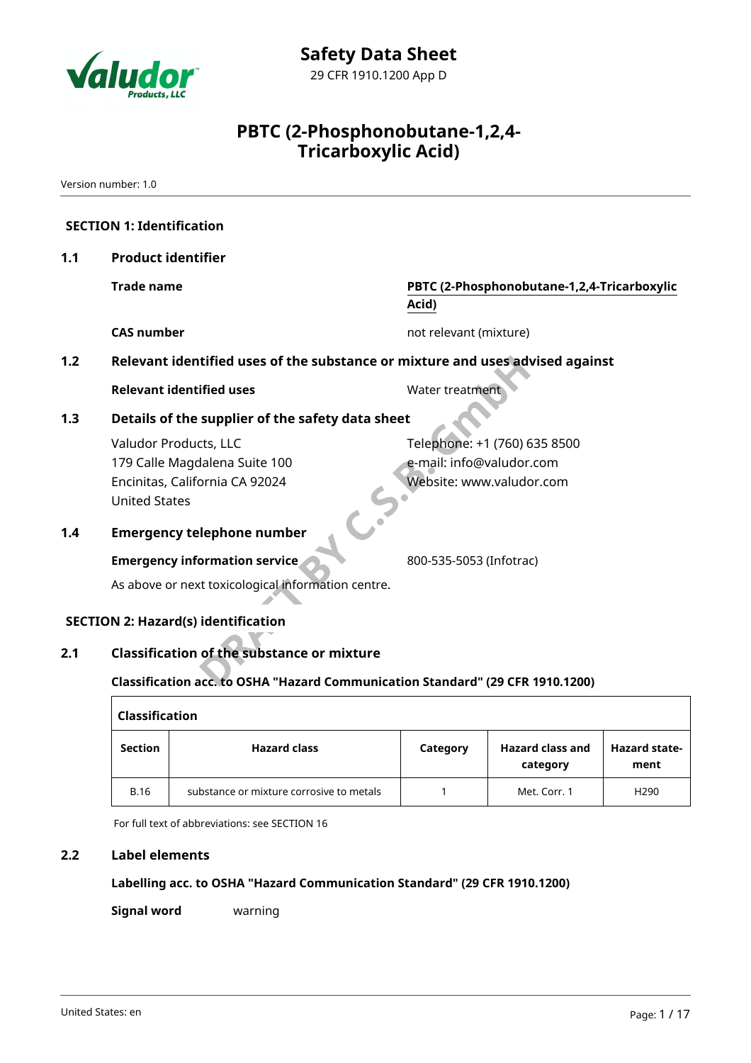# Safety Data Sheet

29 CFR 1910.1200 App D

# PBTC (2-Phosphonobutane-1,2,4-Tricarboxylic Acid)

Version number: 1.0

## SECTION 1: Identification

### 1.1 Product identifier

**Trade name** — **PBTC (2-Phosphonobutane-1,2,4-Tricarboxylic Acid)**

**CAS number** — not relevant (mixture)

### 1.2 Relevant identified uses of the substance or mixture and uses advised against

**Relevant identified uses** — Water treatment

### 1.3 Details of the supplier of the safety data sheet

Valudor Products, LLC
179 Calle Magdalena Suite 100
Encinitas, California CA 92024
United States

Telephone: +1 (760) 635 8500
e-mail: info@valudor.com
Website: www.valudor.com

### 1.4 Emergency telephone number

**Emergency information service** — 800-535-5053 (Infotrac)

As above or next toxicological information centre.

## SECTION 2: Hazard(s) identification

### 2.1 Classification of the substance or mixture

**Classification acc. to OSHA "Hazard Communication Standard" (29 CFR 1910.1200)**

| Section | Hazard class | Category | Hazard class and category | Hazard statement |
|---|---|---|---|---|
| B.16 | substance or mixture corrosive to metals | 1 | Met. Corr. 1 | H290 |

For full text of abbreviations: see SECTION 16

### 2.2 Label elements

**Labelling acc. to OSHA "Hazard Communication Standard" (29 CFR 1910.1200)**

**Signal word** — warning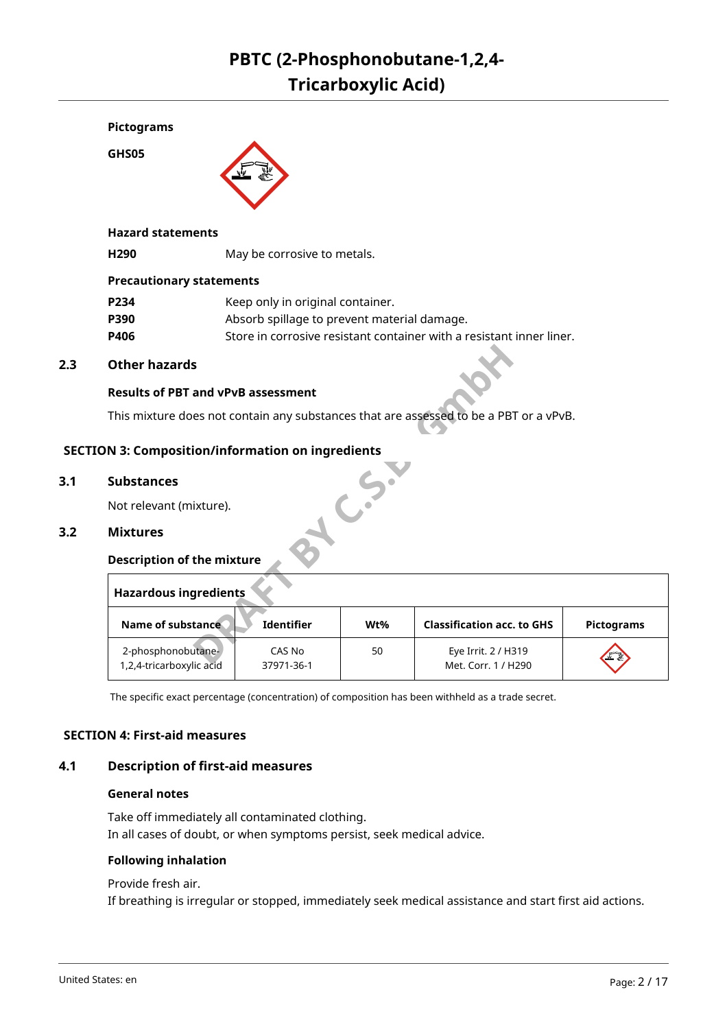**Pictograms**

**GHS05**

**Hazard statements**

**H290** May be corrosive to metals.

**Precautionary statements**

**P234** Keep only in original container.
**P390** Absorb spillage to prevent material damage.
**P406** Store in corrosive resistant container with a resistant inner liner.

## 2.3 Other hazards

**Results of PBT and vPvB assessment**

This mixture does not contain any substances that are assessed to be a PBT or a vPvB.

# SECTION 3: Composition/information on ingredients

## 3.1 Substances

Not relevant (mixture).

## 3.2 Mixtures

**Description of the mixture**

**Hazardous ingredients**

| Name of substance | Identifier | Wt% | Classification acc. to GHS | Pictograms |
|---|---|---|---|---|
| 2-phosphonobutane-1,2,4-tricarboxylic acid | CAS No 37971-36-1 | 50 | Eye Irrit. 2 / H319 Met. Corr. 1 / H290 | |

The specific exact percentage (concentration) of composition has been withheld as a trade secret.

# SECTION 4: First-aid measures

## 4.1 Description of first-aid measures

**General notes**

Take off immediately all contaminated clothing.
In all cases of doubt, or when symptoms persist, seek medical advice.

**Following inhalation**

Provide fresh air.
If breathing is irregular or stopped, immediately seek medical assistance and start first aid actions.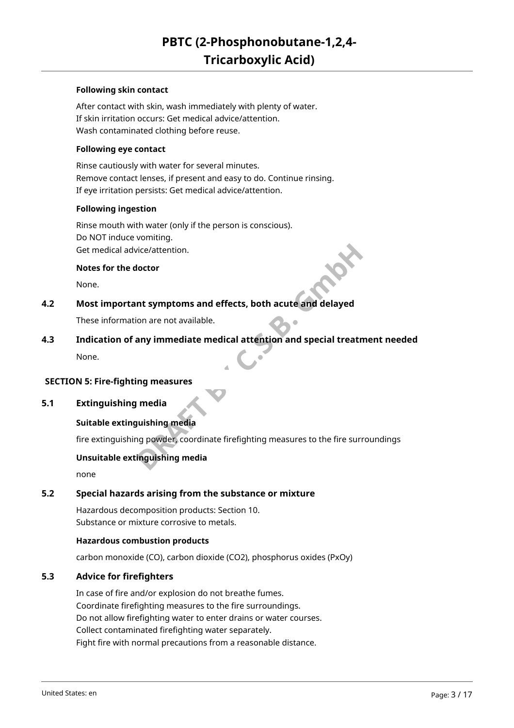**Following skin contact**

After contact with skin, wash immediately with plenty of water.
If skin irritation occurs: Get medical advice/attention.
Wash contaminated clothing before reuse.

**Following eye contact**

Rinse cautiously with water for several minutes.
Remove contact lenses, if present and easy to do. Continue rinsing.
If eye irritation persists: Get medical advice/attention.

**Following ingestion**

Rinse mouth with water (only if the person is conscious).
Do NOT induce vomiting.
Get medical advice/attention.

**Notes for the doctor**

None.

### 4.2 Most important symptoms and effects, both acute and delayed

These information are not available.

### 4.3 Indication of any immediate medical attention and special treatment needed

None.

## SECTION 5: Fire-fighting measures

### 5.1 Extinguishing media

**Suitable extinguishing media**

fire extinguishing powder, coordinate firefighting measures to the fire surroundings

**Unsuitable extinguishing media**

none

### 5.2 Special hazards arising from the substance or mixture

Hazardous decomposition products: Section 10.
Substance or mixture corrosive to metals.

**Hazardous combustion products**

carbon monoxide (CO), carbon dioxide ($CO_2$), phosphorus oxides ($P_xO_y$)

### 5.3 Advice for firefighters

In case of fire and/or explosion do not breathe fumes.
Coordinate firefighting measures to the fire surroundings.
Do not allow firefighting water to enter drains or water courses.
Collect contaminated firefighting water separately.
Fight fire with normal precautions from a reasonable distance.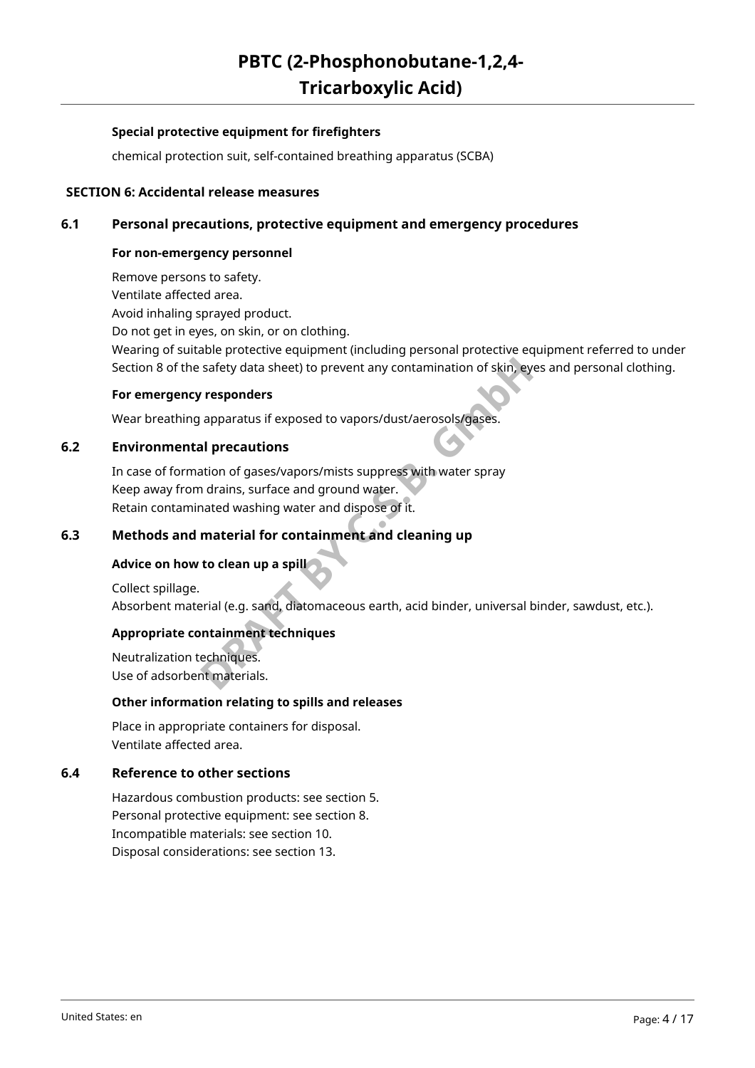**Special protective equipment for firefighters**

chemical protection suit, self-contained breathing apparatus (SCBA)

## SECTION 6: Accidental release measures

### 6.1 Personal precautions, protective equipment and emergency procedures

**For non-emergency personnel**

Remove persons to safety.
Ventilate affected area.
Avoid inhaling sprayed product.
Do not get in eyes, on skin, or on clothing.
Wearing of suitable protective equipment (including personal protective equipment referred to under Section 8 of the safety data sheet) to prevent any contamination of skin, eyes and personal clothing.

**For emergency responders**

Wear breathing apparatus if exposed to vapors/dust/aerosols/gases.

### 6.2 Environmental precautions

In case of formation of gases/vapors/mists suppress with water spray
Keep away from drains, surface and ground water.
Retain contaminated washing water and dispose of it.

### 6.3 Methods and material for containment and cleaning up

**Advice on how to clean up a spill**

Collect spillage.
Absorbent material (e.g. sand, diatomaceous earth, acid binder, universal binder, sawdust, etc.).

**Appropriate containment techniques**

Neutralization techniques.
Use of adsorbent materials.

**Other information relating to spills and releases**

Place in appropriate containers for disposal.
Ventilate affected area.

### 6.4 Reference to other sections

Hazardous combustion products: see section 5.
Personal protective equipment: see section 8.
Incompatible materials: see section 10.
Disposal considerations: see section 13.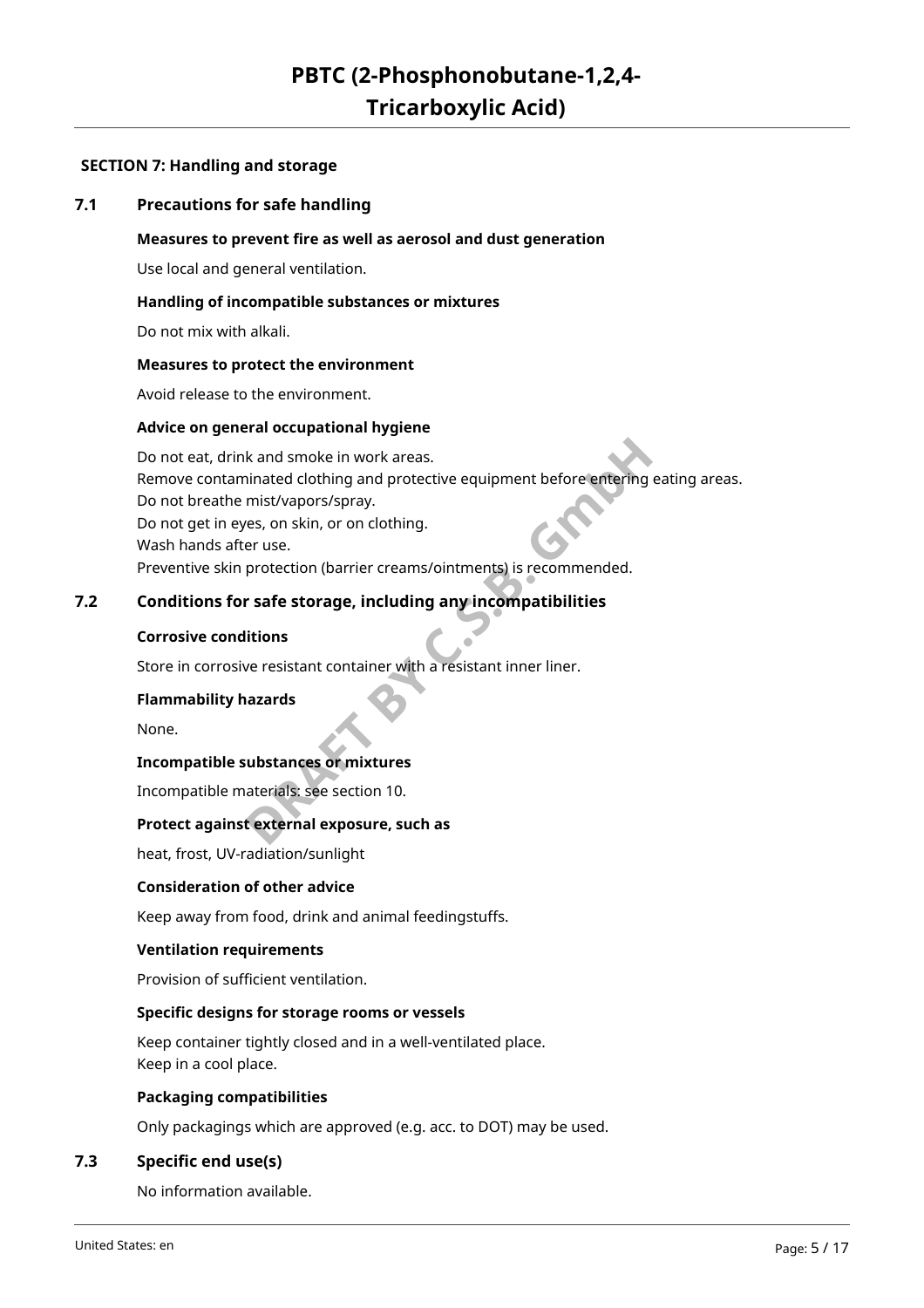## SECTION 7: Handling and storage

### 7.1 Precautions for safe handling

**Measures to prevent fire as well as aerosol and dust generation**

Use local and general ventilation.

**Handling of incompatible substances or mixtures**

Do not mix with alkali.

**Measures to protect the environment**

Avoid release to the environment.

**Advice on general occupational hygiene**

Do not eat, drink and smoke in work areas.
Remove contaminated clothing and protective equipment before entering eating areas.
Do not breathe mist/vapors/spray.
Do not get in eyes, on skin, or on clothing.
Wash hands after use.
Preventive skin protection (barrier creams/ointments) is recommended.

### 7.2 Conditions for safe storage, including any incompatibilities

**Corrosive conditions**

Store in corrosive resistant container with a resistant inner liner.

**Flammability hazards**

None.

**Incompatible substances or mixtures**

Incompatible materials: see section 10.

**Protect against external exposure, such as**

heat, frost, UV-radiation/sunlight

**Consideration of other advice**

Keep away from food, drink and animal feedingstuffs.

**Ventilation requirements**

Provision of sufficient ventilation.

**Specific designs for storage rooms or vessels**

Keep container tightly closed and in a well-ventilated place.
Keep in a cool place.

**Packaging compatibilities**

Only packagings which are approved (e.g. acc. to DOT) may be used.

### 7.3 Specific end use(s)

No information available.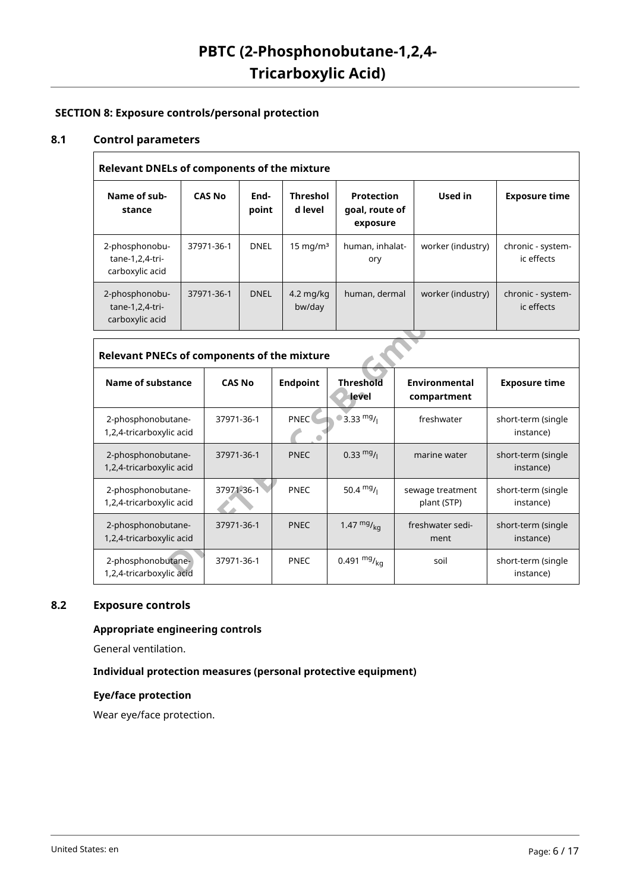## SECTION 8: Exposure controls/personal protection

### 8.1 Control parameters

| Relevant DNELs of components of the mixture | | | | | | |
|---|---|---|---|---|---|---|
| **Name of substance** | **CAS No** | **End-point** | **Threshold level** | **Protection goal, route of exposure** | **Used in** | **Exposure time** |
| 2-phosphonobutane-1,2,4-tricarboxylic acid | 37971-36-1 | DNEL | 15 mg/m³ | human, inhalatory | worker (industry) | chronic - systemic effects |
| 2-phosphonobutane-1,2,4-tricarboxylic acid | 37971-36-1 | DNEL | 4.2 mg/kg bw/day | human, dermal | worker (industry) | chronic - systemic effects |

| Relevant PNECs of components of the mixture | | | | | |
|---|---|---|---|---|---|
| **Name of substance** | **CAS No** | **Endpoint** | **Threshold level** | **Environmental compartment** | **Exposure time** |
| 2-phosphonobutane-1,2,4-tricarboxylic acid | 37971-36-1 | PNEC | 3.33 mg/l | freshwater | short-term (single instance) |
| 2-phosphonobutane-1,2,4-tricarboxylic acid | 37971-36-1 | PNEC | 0.33 mg/l | marine water | short-term (single instance) |
| 2-phosphonobutane-1,2,4-tricarboxylic acid | 37971-36-1 | PNEC | 50.4 mg/l | sewage treatment plant (STP) | short-term (single instance) |
| 2-phosphonobutane-1,2,4-tricarboxylic acid | 37971-36-1 | PNEC | 1.47 mg/kg | freshwater sediment | short-term (single instance) |
| 2-phosphonobutane-1,2,4-tricarboxylic acid | 37971-36-1 | PNEC | 0.491 mg/kg | soil | short-term (single instance) |

### 8.2 Exposure controls

**Appropriate engineering controls**

General ventilation.

**Individual protection measures (personal protective equipment)**

**Eye/face protection**

Wear eye/face protection.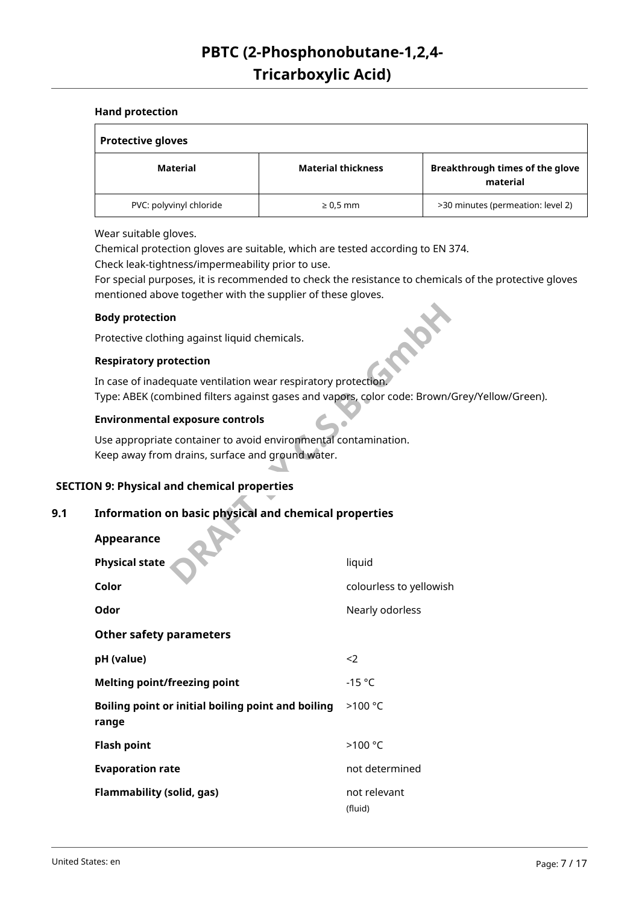**Hand protection**

| Protective gloves | | |
|---|---|---|
| **Material** | **Material thickness** | **Breakthrough times of the glove material** |
| PVC: polyvinyl chloride | ≥ 0,5 mm | >30 minutes (permeation: level 2) |

Wear suitable gloves.
Chemical protection gloves are suitable, which are tested according to EN 374.
Check leak-tightness/impermeability prior to use.
For special purposes, it is recommended to check the resistance to chemicals of the protective gloves mentioned above together with the supplier of these gloves.

**Body protection**

Protective clothing against liquid chemicals.

**Respiratory protection**

In case of inadequate ventilation wear respiratory protection.
Type: ABEK (combined filters against gases and vapors, color code: Brown/Grey/Yellow/Green).

**Environmental exposure controls**

Use appropriate container to avoid environmental contamination.
Keep away from drains, surface and ground water.

## SECTION 9: Physical and chemical properties

### 9.1 Information on basic physical and chemical properties

**Appearance**

| | |
|---|---|
| **Physical state** | liquid |
| **Color** | colourless to yellowish |
| **Odor** | Nearly odorless |

**Other safety parameters**

| | |
|---|---|
| **pH (value)** | <2 |
| **Melting point/freezing point** | -15 °C |
| **Boiling point or initial boiling point and boiling range** | >100 °C |
| **Flash point** | >100 °C |
| **Evaporation rate** | not determined |
| **Flammability (solid, gas)** | not relevant (fluid) |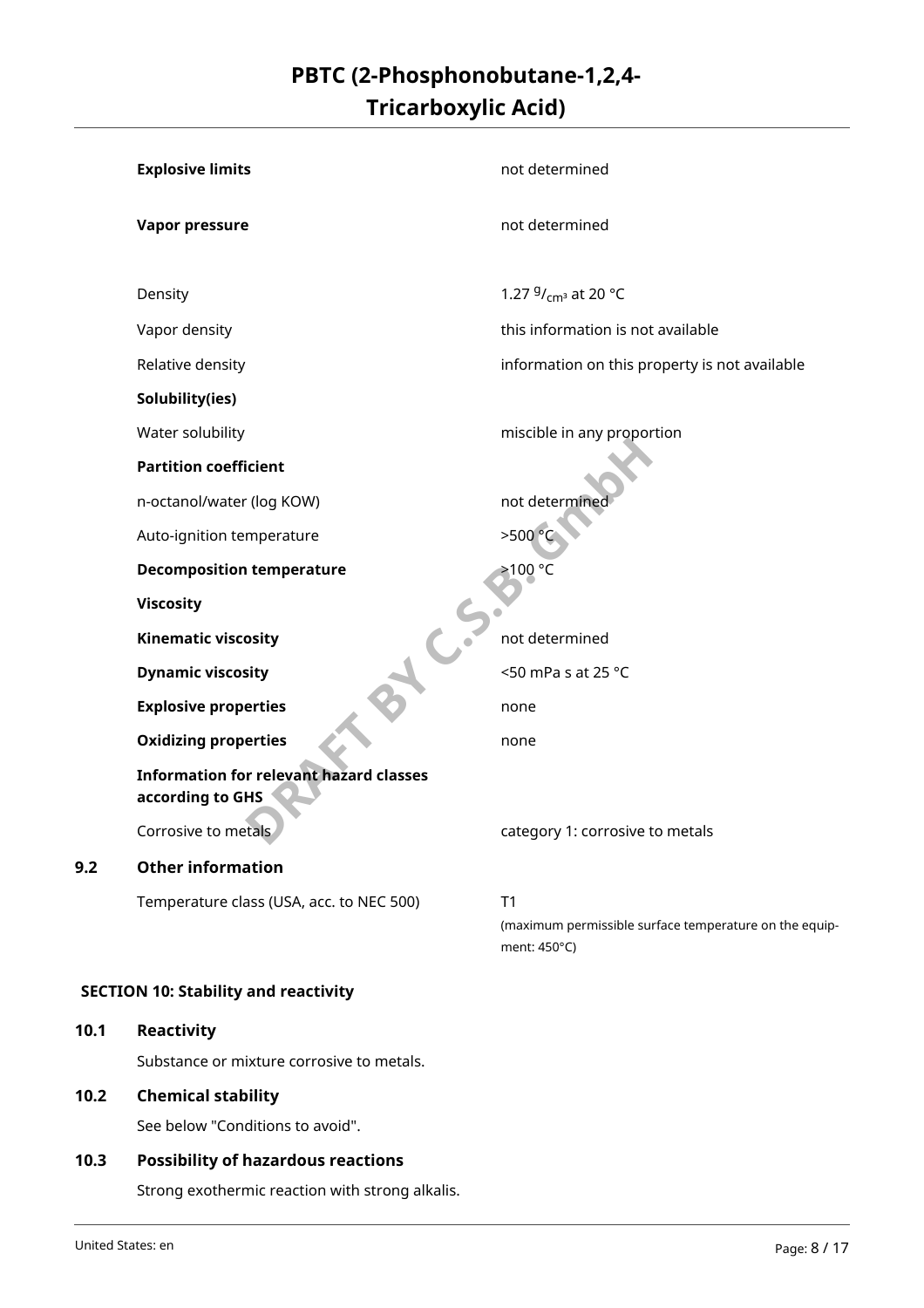| | |
|---|---|
| **Explosive limits** | not determined |
| **Vapor pressure** | not determined |
| Density | 1.27 $^{g}/_{cm^3}$ at 20 °C |
| Vapor density | this information is not available |
| Relative density | information on this property is not available |
| **Solubility(ies)** | |
| Water solubility | miscible in any proportion |
| **Partition coefficient** | |
| n-octanol/water (log KOW) | not determined |
| Auto-ignition temperature | >500 °C |
| **Decomposition temperature** | >100 °C |
| **Viscosity** | |
| **Kinematic viscosity** | not determined |
| **Dynamic viscosity** | <50 mPa s at 25 °C |
| **Explosive properties** | none |
| **Oxidizing properties** | none |
| **Information for relevant hazard classes according to GHS** | |
| Corrosive to metals | category 1: corrosive to metals |

### 9.2 Other information

| | |
|---|---|
| Temperature class (USA, acc. to NEC 500) | T1 (maximum permissible surface temperature on the equipment: 450°C) |

## SECTION 10: Stability and reactivity

### 10.1 Reactivity

Substance or mixture corrosive to metals.

### 10.2 Chemical stability

See below "Conditions to avoid".

### 10.3 Possibility of hazardous reactions

Strong exothermic reaction with strong alkalis.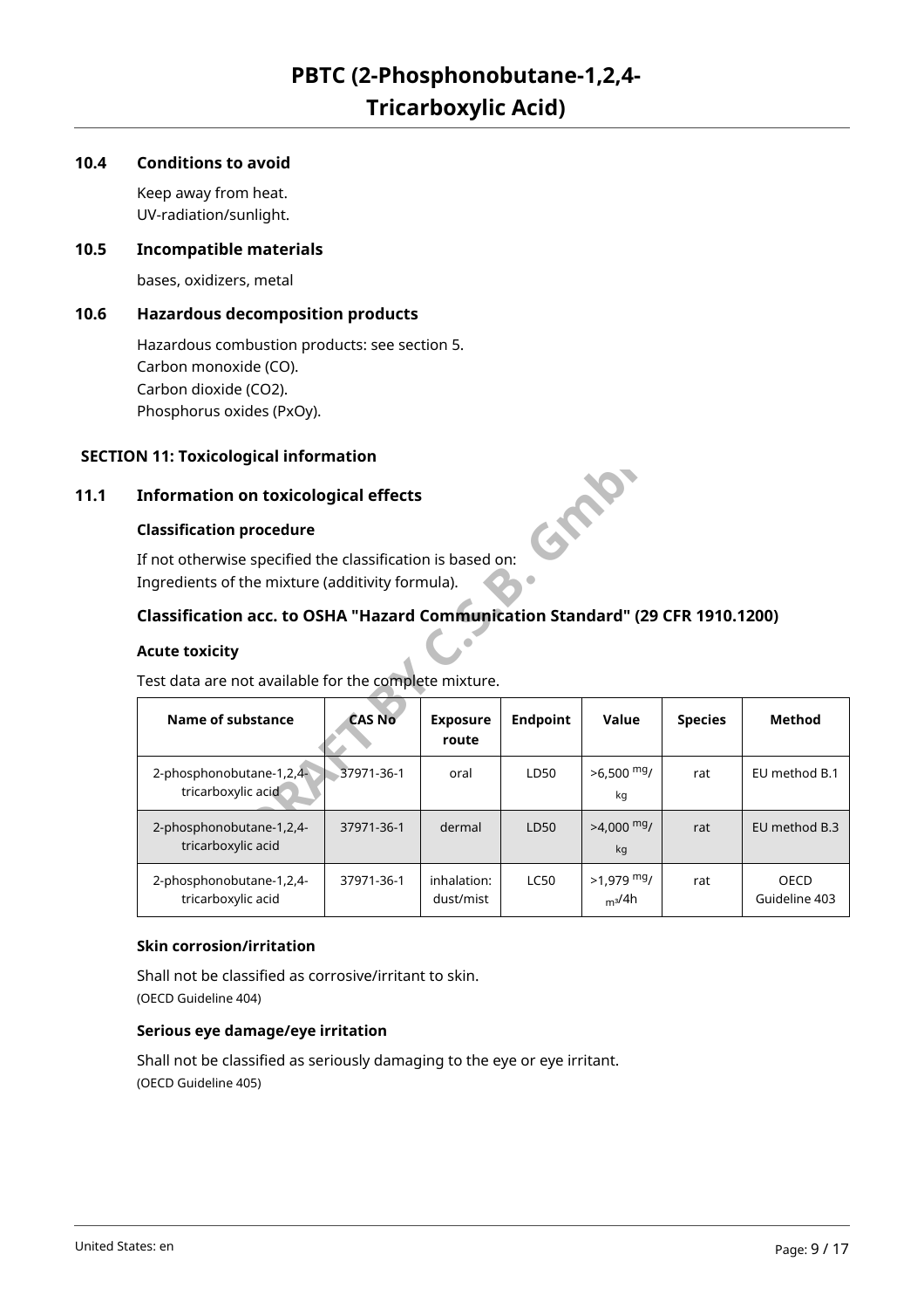### 10.4 Conditions to avoid

Keep away from heat.
UV-radiation/sunlight.

### 10.5 Incompatible materials

bases, oxidizers, metal

### 10.6 Hazardous decomposition products

Hazardous combustion products: see section 5.
Carbon monoxide (CO).
Carbon dioxide ($CO_2$).
Phosphorus oxides ($P_xO_y$).

## SECTION 11: Toxicological information

### 11.1 Information on toxicological effects

**Classification procedure**

If not otherwise specified the classification is based on:
Ingredients of the mixture (additivity formula).

### Classification acc. to OSHA "Hazard Communication Standard" (29 CFR 1910.1200)

**Acute toxicity**

Test data are not available for the complete mixture.

| Name of substance | CAS No | Exposure route | Endpoint | Value | Species | Method |
|---|---|---|---|---|---|---|
| 2-phosphonobutane-1,2,4-tricarboxylic acid | 37971-36-1 | oral | LD50 | >6,500 mg/kg | rat | EU method B.1 |
| 2-phosphonobutane-1,2,4-tricarboxylic acid | 37971-36-1 | dermal | LD50 | >4,000 mg/kg | rat | EU method B.3 |
| 2-phosphonobutane-1,2,4-tricarboxylic acid | 37971-36-1 | inhalation: dust/mist | LC50 | >1,979 $mg/m^3$/4h | rat | OECD Guideline 403 |

**Skin corrosion/irritation**

Shall not be classified as corrosive/irritant to skin.
(OECD Guideline 404)

**Serious eye damage/eye irritation**

Shall not be classified as seriously damaging to the eye or eye irritant.
(OECD Guideline 405)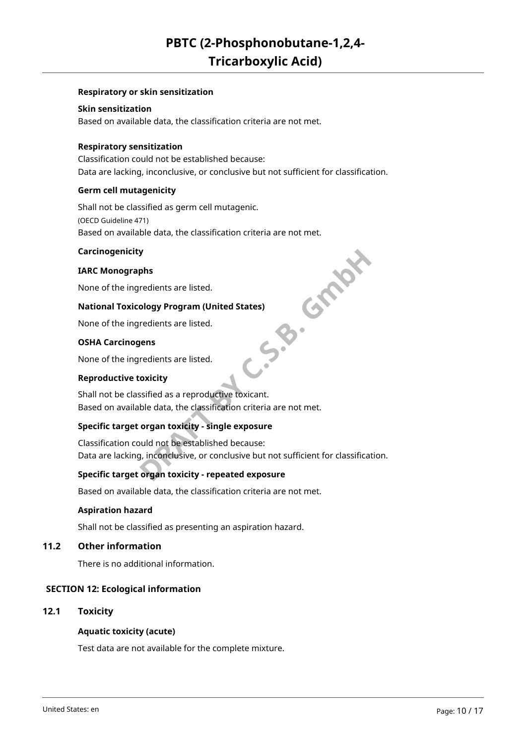**Respiratory or skin sensitization**

**Skin sensitization**

Based on available data, the classification criteria are not met.

**Respiratory sensitization**

Classification could not be established because:
Data are lacking, inconclusive, or conclusive but not sufficient for classification.

**Germ cell mutagenicity**

Shall not be classified as germ cell mutagenic.
(OECD Guideline 471)
Based on available data, the classification criteria are not met.

**Carcinogenicity**

**IARC Monographs**

None of the ingredients are listed.

**National Toxicology Program (United States)**

None of the ingredients are listed.

**OSHA Carcinogens**

None of the ingredients are listed.

**Reproductive toxicity**

Shall not be classified as a reproductive toxicant.
Based on available data, the classification criteria are not met.

**Specific target organ toxicity - single exposure**

Classification could not be established because:
Data are lacking, inconclusive, or conclusive but not sufficient for classification.

**Specific target organ toxicity - repeated exposure**

Based on available data, the classification criteria are not met.

**Aspiration hazard**

Shall not be classified as presenting an aspiration hazard.

## 11.2 Other information

There is no additional information.

## SECTION 12: Ecological information

## 12.1 Toxicity

**Aquatic toxicity (acute)**

Test data are not available for the complete mixture.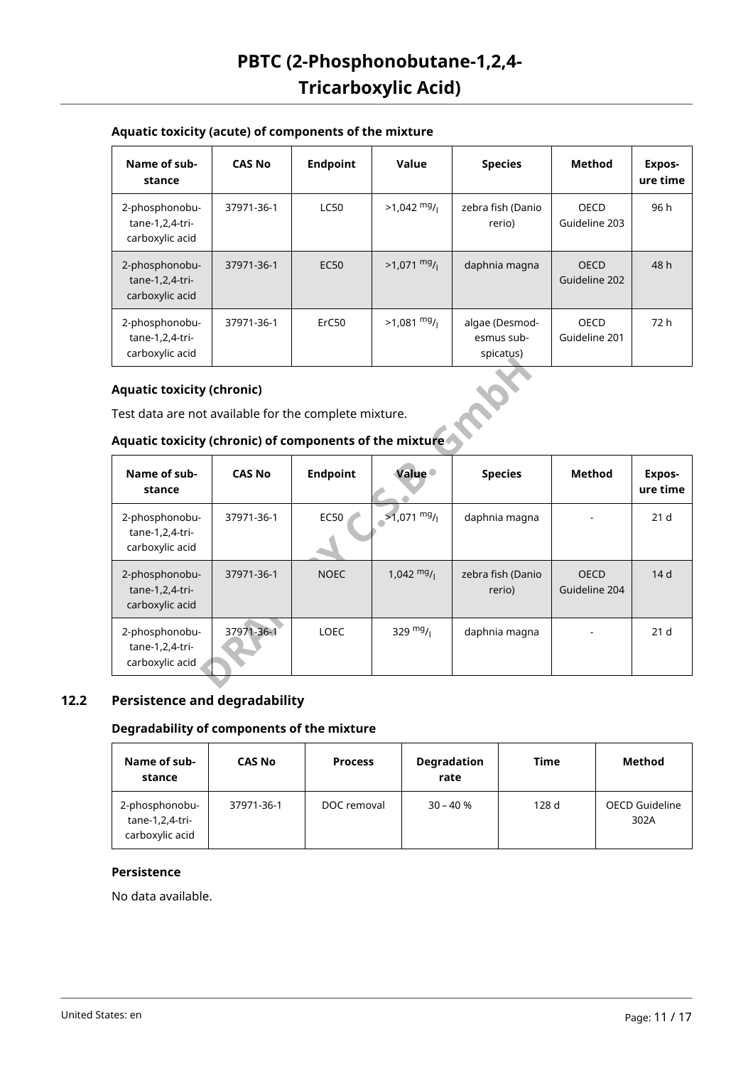#### Aquatic toxicity (acute) of components of the mixture

| Name of substance | CAS No | Endpoint | Value | Species | Method | Exposure time |
|---|---|---|---|---|---|---|
| 2-phosphonobutane-1,2,4-tricarboxylic acid | 37971-36-1 | LC50 | >1,042 $^{mg}/_{l}$ | zebra fish (Danio rerio) | OECD Guideline 203 | 96 h |
| 2-phosphonobutane-1,2,4-tricarboxylic acid | 37971-36-1 | EC50 | >1,071 $^{mg}/_{l}$ | daphnia magna | OECD Guideline 202 | 48 h |
| 2-phosphonobutane-1,2,4-tricarboxylic acid | 37971-36-1 | ErC50 | >1,081 $^{mg}/_{l}$ | algae (Desmodesmus subspicatus) | OECD Guideline 201 | 72 h |

#### Aquatic toxicity (chronic)

Test data are not available for the complete mixture.

#### Aquatic toxicity (chronic) of components of the mixture

| Name of substance | CAS No | Endpoint | Value | Species | Method | Exposure time |
|---|---|---|---|---|---|---|
| 2-phosphonobutane-1,2,4-tricarboxylic acid | 37971-36-1 | EC50 | >1,071 $^{mg}/_{l}$ | daphnia magna | - | 21 d |
| 2-phosphonobutane-1,2,4-tricarboxylic acid | 37971-36-1 | NOEC | 1,042 $^{mg}/_{l}$ | zebra fish (Danio rerio) | OECD Guideline 204 | 14 d |
| 2-phosphonobutane-1,2,4-tricarboxylic acid | 37971-36-1 | LOEC | 329 $^{mg}/_{l}$ | daphnia magna | - | 21 d |

## 12.2 Persistence and degradability

#### Degradability of components of the mixture

| Name of substance | CAS No | Process | Degradation rate | Time | Method |
|---|---|---|---|---|---|
| 2-phosphonobutane-1,2,4-tricarboxylic acid | 37971-36-1 | DOC removal | 30 – 40 % | 128 d | OECD Guideline 302A |

#### Persistence

No data available.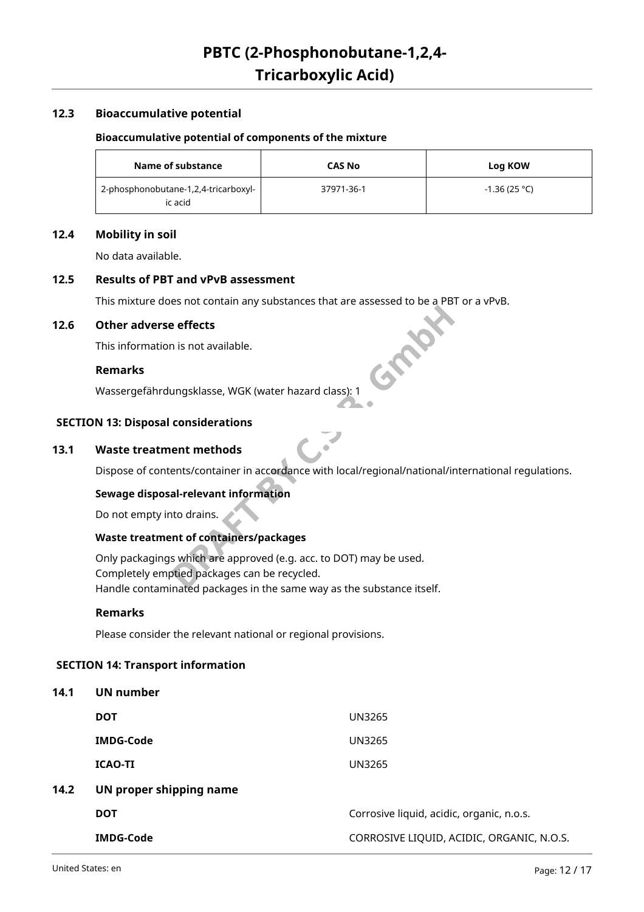### 12.3 Bioaccumulative potential

**Bioaccumulative potential of components of the mixture**

| Name of substance | CAS No | Log KOW |
|---|---|---|
| 2-phosphonobutane-1,2,4-tricarboxylic acid | 37971-36-1 | -1.36 (25 °C) |

### 12.4 Mobility in soil

No data available.

### 12.5 Results of PBT and vPvB assessment

This mixture does not contain any substances that are assessed to be a PBT or a vPvB.

### 12.6 Other adverse effects

This information is not available.

**Remarks**

Wassergefährdungsklasse, WGK (water hazard class): 1

## SECTION 13: Disposal considerations

### 13.1 Waste treatment methods

Dispose of contents/container in accordance with local/regional/national/international regulations.

**Sewage disposal-relevant information**

Do not empty into drains.

**Waste treatment of containers/packages**

Only packagings which are approved (e.g. acc. to DOT) may be used.
Completely emptied packages can be recycled.
Handle contaminated packages in the same way as the substance itself.

**Remarks**

Please consider the relevant national or regional provisions.

## SECTION 14: Transport information

### 14.1 UN number

| | |
|---|---|
| **DOT** | UN3265 |
| **IMDG-Code** | UN3265 |
| **ICAO-TI** | UN3265 |

### 14.2 UN proper shipping name

| | |
|---|---|
| **DOT** | Corrosive liquid, acidic, organic, n.o.s. |
| **IMDG-Code** | CORROSIVE LIQUID, ACIDIC, ORGANIC, N.O.S. |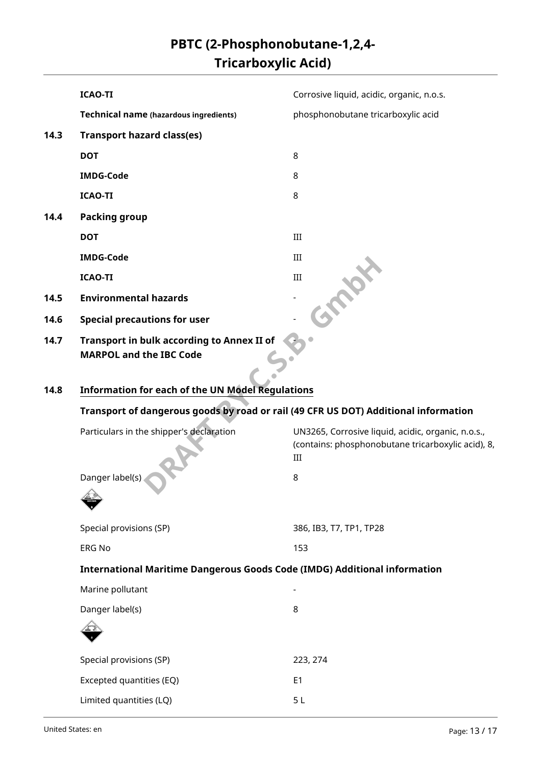| | | |
|---|---|---|
| | **ICAO-TI** | Corrosive liquid, acidic, organic, n.o.s. |
| | **Technical name (hazardous ingredients)** | phosphonobutane tricarboxylic acid |
| **14.3** | **Transport hazard class(es)** | |
| | **DOT** | 8 |
| | **IMDG-Code** | 8 |
| | **ICAO-TI** | 8 |
| **14.4** | **Packing group** | |
| | **DOT** | III |
| | **IMDG-Code** | III |
| | **ICAO-TI** | III |
| **14.5** | **Environmental hazards** | - |
| **14.6** | **Special precautions for user** | - |
| **14.7** | **Transport in bulk according to Annex II of MARPOL and the IBC Code** | - |

**14.8 Information for each of the UN Model Regulations**

**Transport of dangerous goods by road or rail (49 CFR US DOT) Additional information**

| | |
|---|---|
| Particulars in the shipper's declaration | UN3265, Corrosive liquid, acidic, organic, n.o.s., (contains: phosphonobutane tricarboxylic acid), 8, III |
| Danger label(s) | 8 |
| Special provisions (SP) | 386, IB3, T7, TP1, TP28 |
| ERG No | 153 |

**International Maritime Dangerous Goods Code (IMDG) Additional information**

| | |
|---|---|
| Marine pollutant | - |
| Danger label(s) | 8 |
| Special provisions (SP) | 223, 274 |
| Excepted quantities (EQ) | E1 |
| Limited quantities (LQ) | 5 L |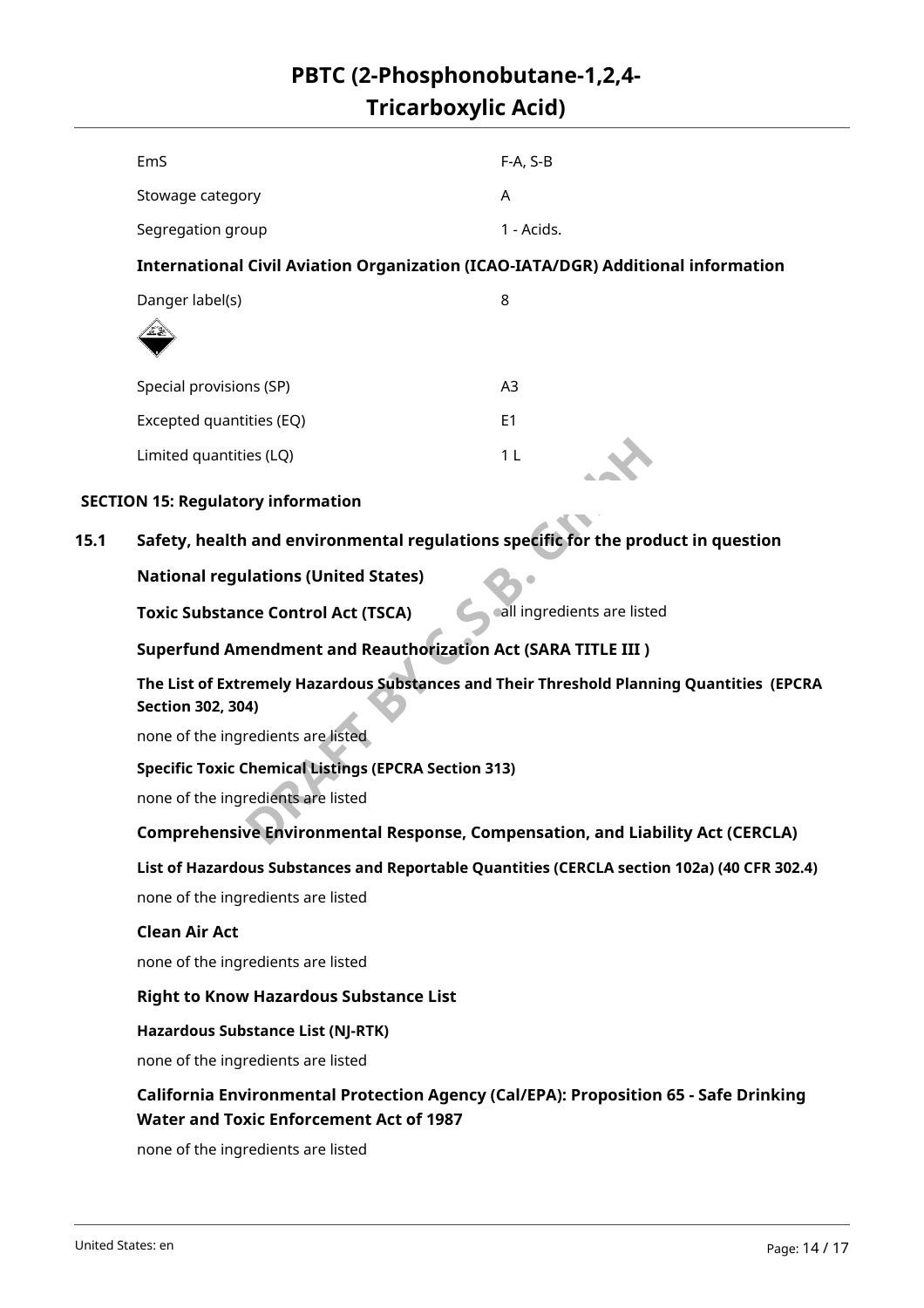| | |
|---|---|
| EmS | F-A, S-B |
| Stowage category | A |
| Segregation group | 1 - Acids. |

**International Civil Aviation Organization (ICAO-IATA/DGR) Additional information**

| | |
|---|---|
| Danger label(s) | 8 |
| Special provisions (SP) | A3 |
| Excepted quantities (EQ) | E1 |
| Limited quantities (LQ) | 1 L |

## SECTION 15: Regulatory information

### 15.1 Safety, health and environmental regulations specific for the product in question

**National regulations (United States)**

**Toxic Substance Control Act (TSCA)** all ingredients are listed

**Superfund Amendment and Reauthorization Act (SARA TITLE III )**

**The List of Extremely Hazardous Substances and Their Threshold Planning Quantities (EPCRA Section 302, 304)**

none of the ingredients are listed

**Specific Toxic Chemical Listings (EPCRA Section 313)**

none of the ingredients are listed

**Comprehensive Environmental Response, Compensation, and Liability Act (CERCLA)**

**List of Hazardous Substances and Reportable Quantities (CERCLA section 102a) (40 CFR 302.4)**

none of the ingredients are listed

**Clean Air Act**

none of the ingredients are listed

**Right to Know Hazardous Substance List**

**Hazardous Substance List (NJ-RTK)**

none of the ingredients are listed

**California Environmental Protection Agency (Cal/EPA): Proposition 65 - Safe Drinking Water and Toxic Enforcement Act of 1987**

none of the ingredients are listed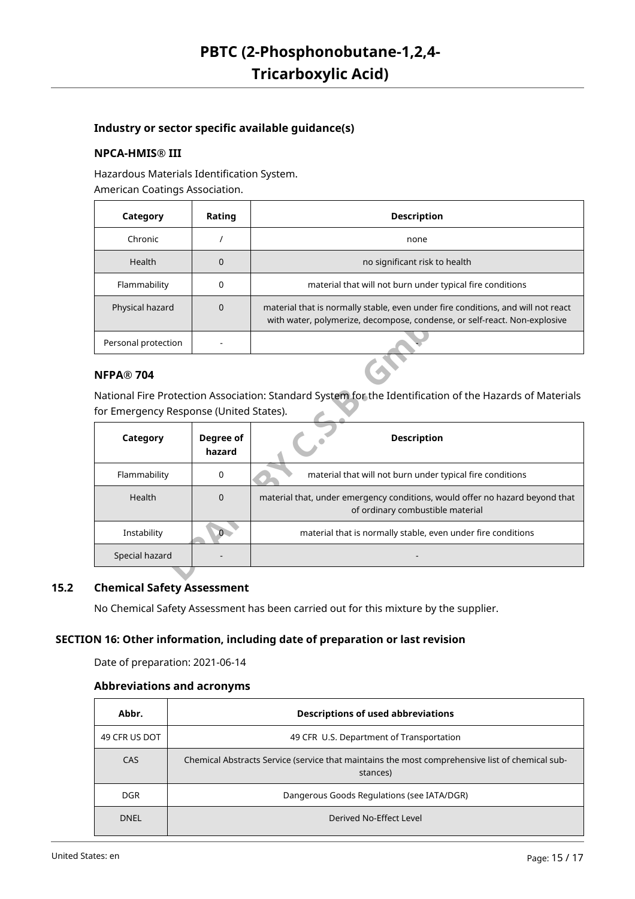### Industry or sector specific available guidance(s)

#### NPCA-HMIS® III

Hazardous Materials Identification System.
American Coatings Association.

| Category | Rating | Description |
|---|---|---|
| Chronic | / | none |
| Health | 0 | no significant risk to health |
| Flammability | 0 | material that will not burn under typical fire conditions |
| Physical hazard | 0 | material that is normally stable, even under fire conditions, and will not react with water, polymerize, decompose, condense, or self-react. Non-explosive |
| Personal protection | - | - |

#### NFPA® 704

National Fire Protection Association: Standard System for the Identification of the Hazards of Materials for Emergency Response (United States).

| Category | Degree of hazard | Description |
|---|---|---|
| Flammability | 0 | material that will not burn under typical fire conditions |
| Health | 0 | material that, under emergency conditions, would offer no hazard beyond that of ordinary combustible material |
| Instability | 0 | material that is normally stable, even under fire conditions |
| Special hazard | - | - |

## 15.2 Chemical Safety Assessment

No Chemical Safety Assessment has been carried out for this mixture by the supplier.

## SECTION 16: Other information, including date of preparation or last revision

Date of preparation: 2021-06-14

### Abbreviations and acronyms

| Abbr. | Descriptions of used abbreviations |
|---|---|
| 49 CFR US DOT | 49 CFR U.S. Department of Transportation |
| CAS | Chemical Abstracts Service (service that maintains the most comprehensive list of chemical substances) |
| DGR | Dangerous Goods Regulations (see IATA/DGR) |
| DNEL | Derived No-Effect Level |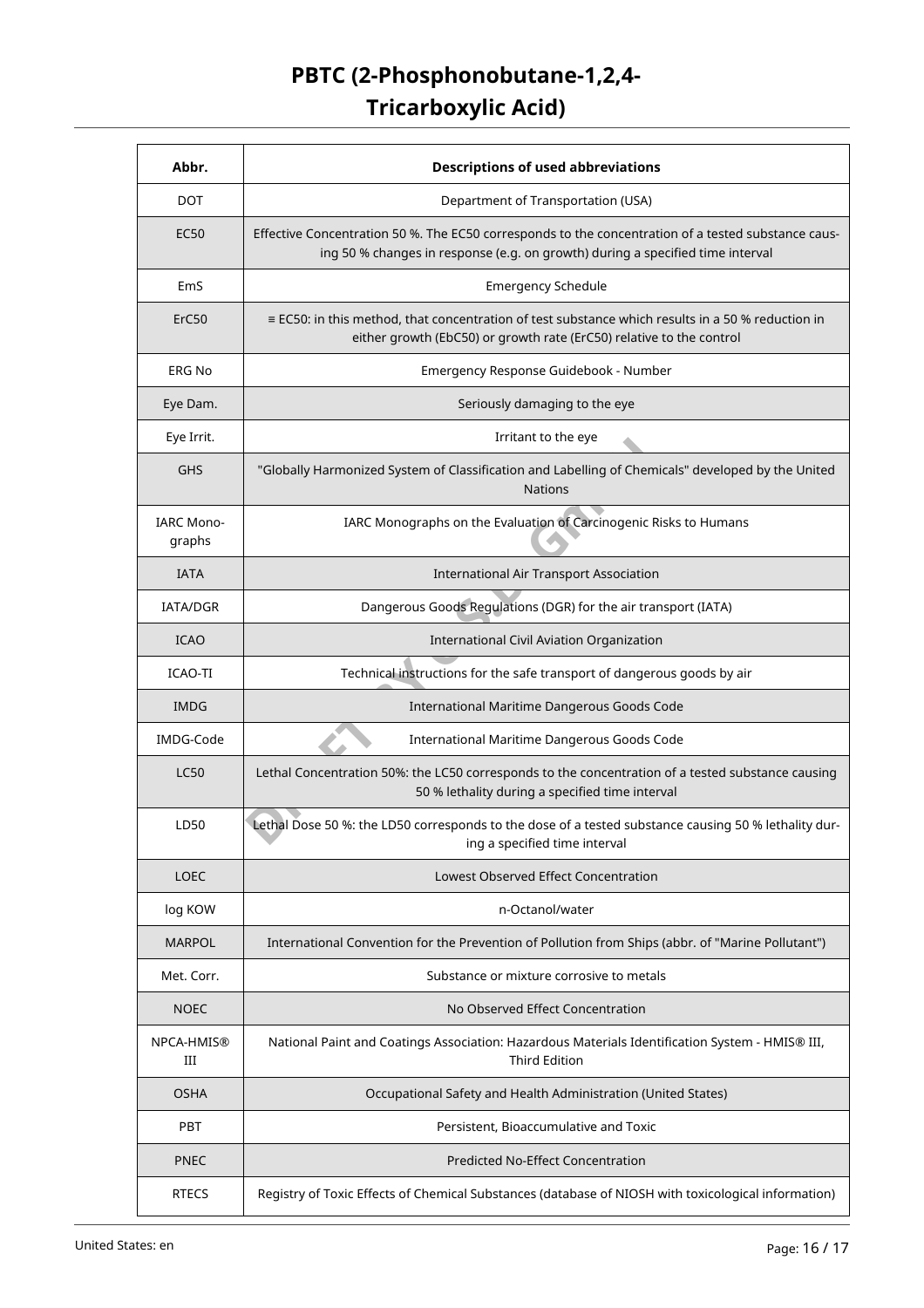| Abbr. | Descriptions of used abbreviations |
| --- | --- |
| DOT | Department of Transportation (USA) |
| EC50 | Effective Concentration 50 %. The EC50 corresponds to the concentration of a tested substance causing 50 % changes in response (e.g. on growth) during a specified time interval |
| EmS | Emergency Schedule |
| ErC50 | ≡ EC50: in this method, that concentration of test substance which results in a 50 % reduction in either growth (EbC50) or growth rate (ErC50) relative to the control |
| ERG No | Emergency Response Guidebook - Number |
| Eye Dam. | Seriously damaging to the eye |
| Eye Irrit. | Irritant to the eye |
| GHS | "Globally Harmonized System of Classification and Labelling of Chemicals" developed by the United Nations |
| IARC Monographs | IARC Monographs on the Evaluation of Carcinogenic Risks to Humans |
| IATA | International Air Transport Association |
| IATA/DGR | Dangerous Goods Regulations (DGR) for the air transport (IATA) |
| ICAO | International Civil Aviation Organization |
| ICAO-TI | Technical instructions for the safe transport of dangerous goods by air |
| IMDG | International Maritime Dangerous Goods Code |
| IMDG-Code | International Maritime Dangerous Goods Code |
| LC50 | Lethal Concentration 50%: the LC50 corresponds to the concentration of a tested substance causing 50 % lethality during a specified time interval |
| LD50 | Lethal Dose 50 %: the LD50 corresponds to the dose of a tested substance causing 50 % lethality during a specified time interval |
| LOEC | Lowest Observed Effect Concentration |
| log KOW | n-Octanol/water |
| MARPOL | International Convention for the Prevention of Pollution from Ships (abbr. of "Marine Pollutant") |
| Met. Corr. | Substance or mixture corrosive to metals |
| NOEC | No Observed Effect Concentration |
| NPCA-HMIS® III | National Paint and Coatings Association: Hazardous Materials Identification System - HMIS® III, Third Edition |
| OSHA | Occupational Safety and Health Administration (United States) |
| PBT | Persistent, Bioaccumulative and Toxic |
| PNEC | Predicted No-Effect Concentration |
| RTECS | Registry of Toxic Effects of Chemical Substances (database of NIOSH with toxicological information) |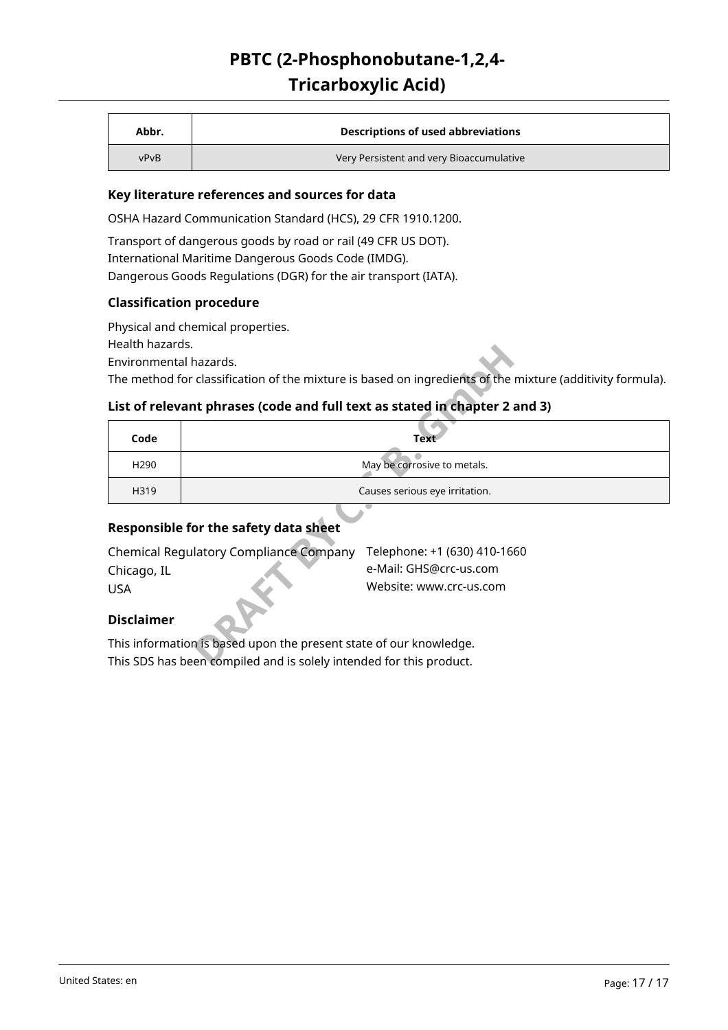| Abbr. | Descriptions of used abbreviations |
| --- | --- |
| vPvB | Very Persistent and very Bioaccumulative |

### Key literature references and sources for data

OSHA Hazard Communication Standard (HCS), 29 CFR 1910.1200.

Transport of dangerous goods by road or rail (49 CFR US DOT).
International Maritime Dangerous Goods Code (IMDG).
Dangerous Goods Regulations (DGR) for the air transport (IATA).

### Classification procedure

Physical and chemical properties.
Health hazards.
Environmental hazards.
The method for classification of the mixture is based on ingredients of the mixture (additivity formula).

### List of relevant phrases (code and full text as stated in chapter 2 and 3)

| Code | Text |
| --- | --- |
| H290 | May be corrosive to metals. |
| H319 | Causes serious eye irritation. |

### Responsible for the safety data sheet

Chemical Regulatory Compliance Company
Chicago, IL
USA

Telephone: +1 (630) 410-1660
e-Mail: GHS@crc-us.com
Website: www.crc-us.com

### Disclaimer

This information is based upon the present state of our knowledge.
This SDS has been compiled and is solely intended for this product.